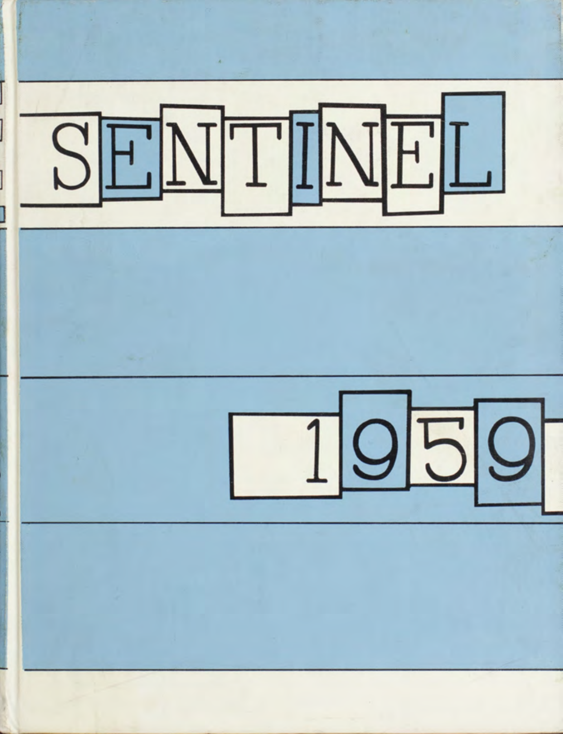# SENTINEL

# 1959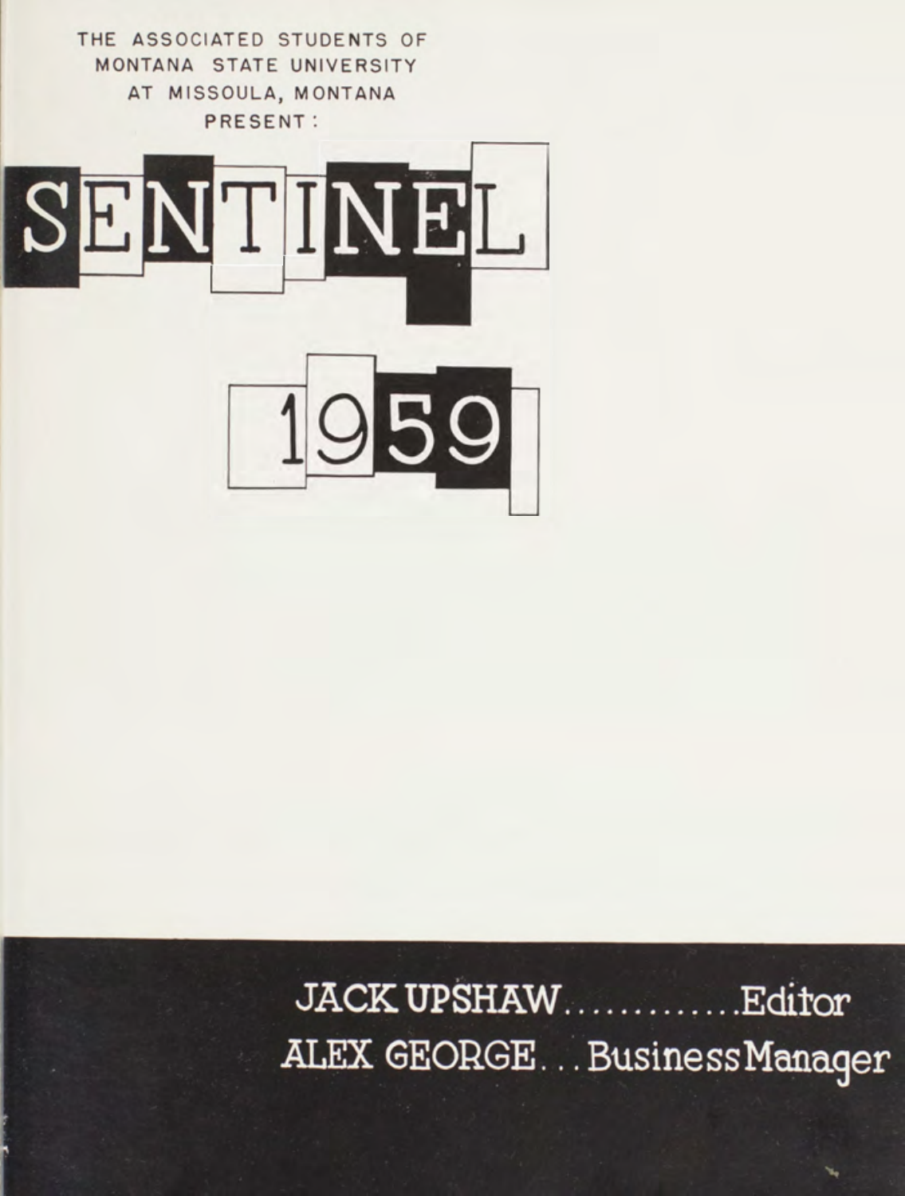THE ASSOCIATED STUDENTS OF
MONTANA STATE UNIVERSITY
AT MISSOULA, MONTANA
PRESENT:

# SENTINEL

# 1959

JACK UPSHAW............Editor
ALEX GEORGE...Business Manager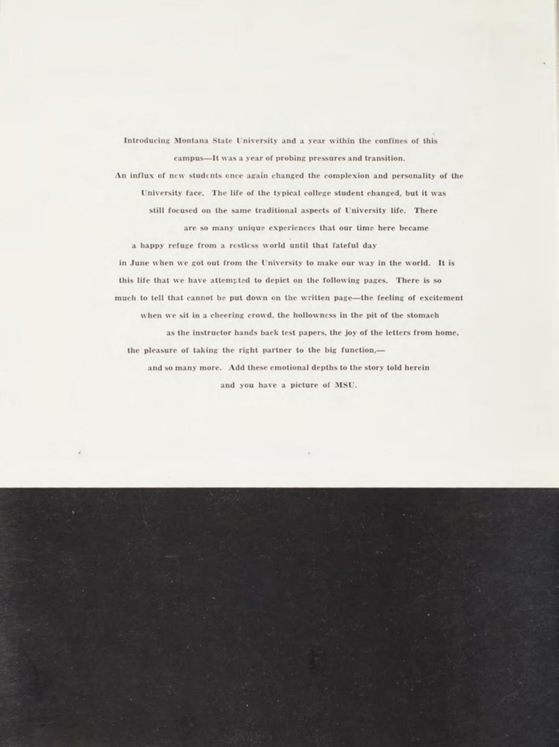Introducing Montana State University and a year within the confines of this campus—It was a year of probing pressures and transition. An influx of new students once again changed the complexion and personality of the University face. The life of the typical college student changed, but it was still focused on the same traditional aspects of University life. There are so many unique experiences that our time here became a happy refuge from a restless world until that fateful day in June when we got out from the University to make our way in the world. It is this life that we have attempted to depict on the following pages. There is so much to tell that cannot be put down on the written page—the feeling of excitement when we sit in a cheering crowd, the hollowness in the pit of the stomach as the instructor hands back test papers, the joy of the letters from home, the pleasure of taking the right partner to the big function,—and so many more. Add these emotional depths to the story told herein and you have a picture of MSU.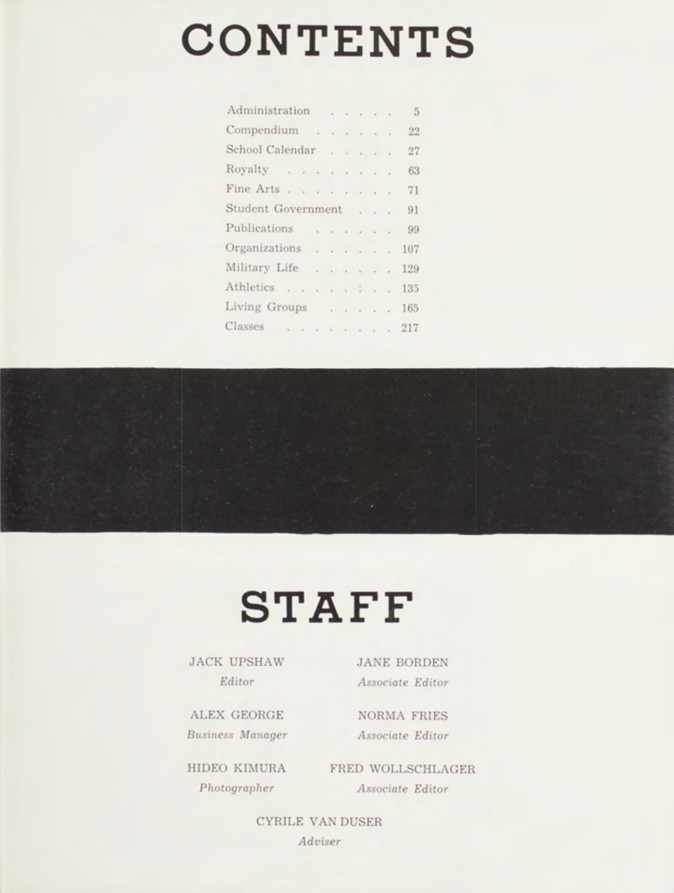# CONTENTS

| | |
|---|---|
| Administration | 5 |
| Compendium | 22 |
| School Calendar | 27 |
| Royalty | 63 |
| Fine Arts | 71 |
| Student Government | 91 |
| Publications | 99 |
| Organizations | 107 |
| Military Life | 129 |
| Athletics | 135 |
| Living Groups | 165 |
| Classes | 217 |

# STAFF

JACK UPSHAW
*Editor*

JANE BORDEN
*Associate Editor*

ALEX GEORGE
*Business Manager*

NORMA FRIES
*Associate Editor*

HIDEO KIMURA
*Photographer*

FRED WOLLSCHLAGER
*Associate Editor*

CYRILE VAN DUSER
*Adviser*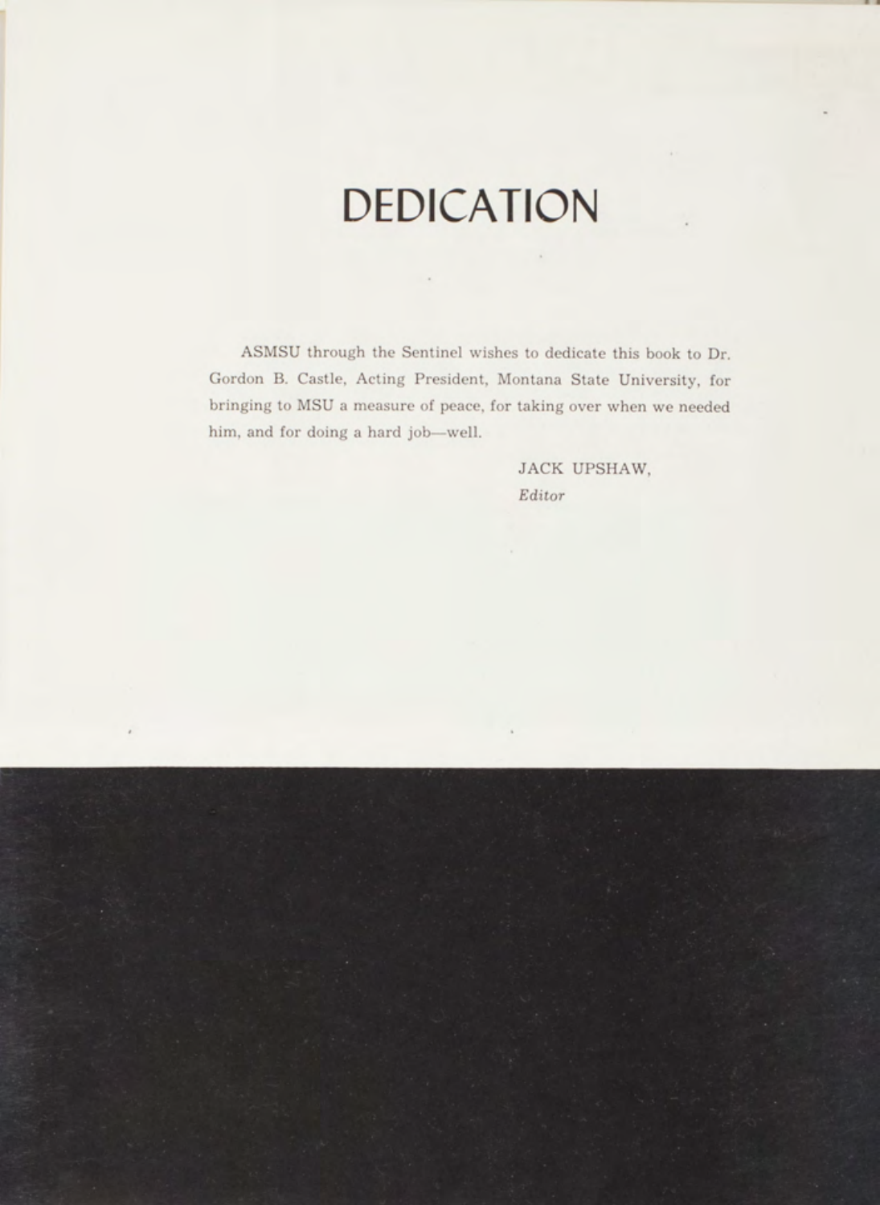# DEDICATION

ASMSU through the Sentinel wishes to dedicate this book to Dr. Gordon B. Castle, Acting President, Montana State University, for bringing to MSU a measure of peace, for taking over when we needed him, and for doing a hard job—well.

JACK UPSHAW,
*Editor*